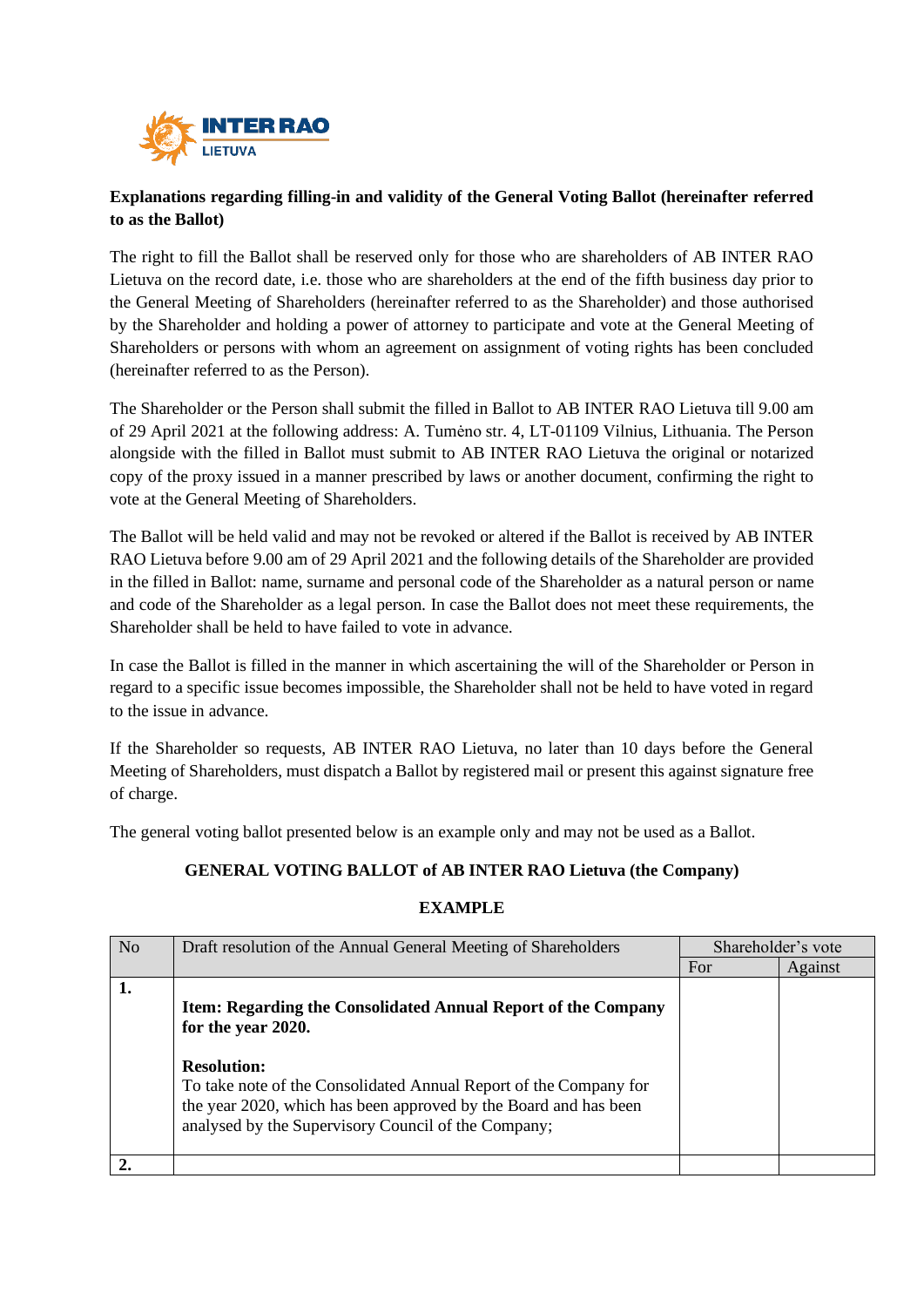**Explanations regarding filling-in and validity of the General Voting Ballot (hereinafter referred to as the Ballot)**

The right to fill the Ballot shall be reserved only for those who are shareholders of AB INTER RAO Lietuva on the record date, i.e. those who are shareholders at the end of the fifth business day prior to the General Meeting of Shareholders (hereinafter referred to as the Shareholder) and those authorised by the Shareholder and holding a power of attorney to participate and vote at the General Meeting of Shareholders or persons with whom an agreement on assignment of voting rights has been concluded (hereinafter referred to as the Person).

The Shareholder or the Person shall submit the filled in Ballot to AB INTER RAO Lietuva till 9.00 am of 29 April 2021 at the following address: A. Tumėno str. 4, LT-01109 Vilnius, Lithuania. The Person alongside with the filled in Ballot must submit to AB INTER RAO Lietuva the original or notarized copy of the proxy issued in a manner prescribed by laws or another document, confirming the right to vote at the General Meeting of Shareholders.

The Ballot will be held valid and may not be revoked or altered if the Ballot is received by AB INTER RAO Lietuva before 9.00 am of 29 April 2021 and the following details of the Shareholder are provided in the filled in Ballot: name, surname and personal code of the Shareholder as a natural person or name and code of the Shareholder as a legal person. In case the Ballot does not meet these requirements, the Shareholder shall be held to have failed to vote in advance.

In case the Ballot is filled in the manner in which ascertaining the will of the Shareholder or Person in regard to a specific issue becomes impossible, the Shareholder shall not be held to have voted in regard to the issue in advance.

If the Shareholder so requests, AB INTER RAO Lietuva, no later than 10 days before the General Meeting of Shareholders, must dispatch a Ballot by registered mail or present this against signature free of charge.

The general voting ballot presented below is an example only and may not be used as a Ballot.

**GENERAL VOTING BALLOT of AB INTER RAO Lietuva (the Company)**

**EXAMPLE**

| No | Draft resolution of the Annual General Meeting of Shareholders | Shareholder's vote | |
|---|---|---|---|
| | | For | Against |
| **1.** | **Item: Regarding the Consolidated Annual Report of the Company for the year 2020.**<br><br>**Resolution:**<br>To take note of the Consolidated Annual Report of the Company for the year 2020, which has been approved by the Board and has been analysed by the Supervisory Council of the Company; | | |
| **2.** | | | |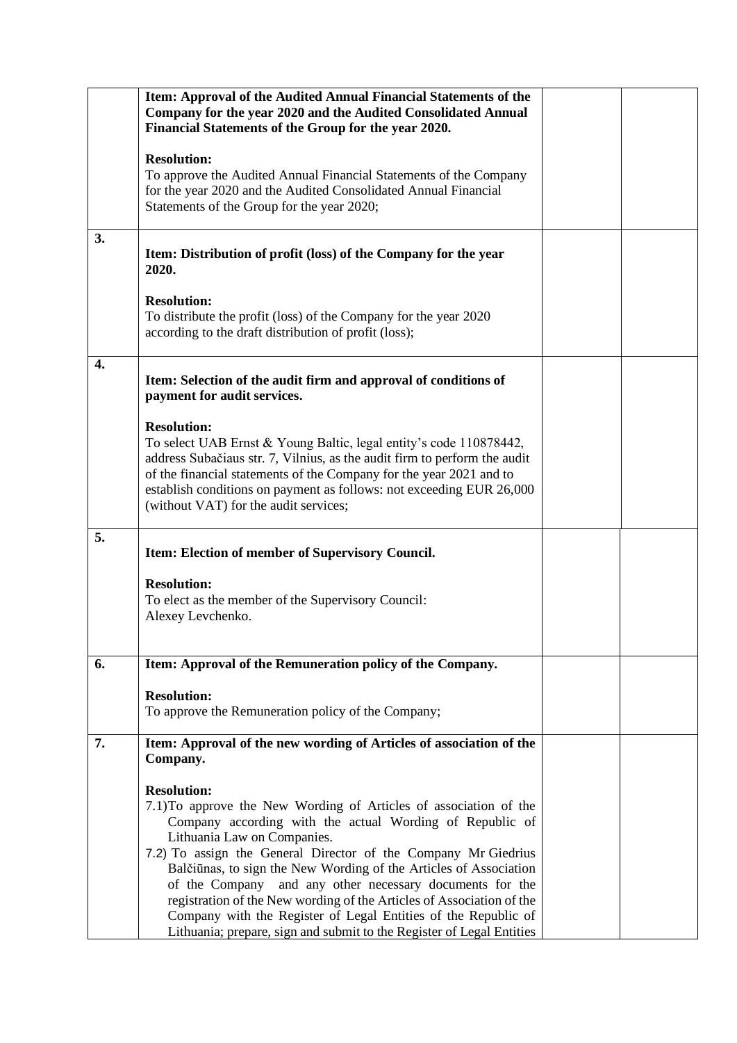|  |  |  |  |
| --- | --- | --- | --- |
|  | **Item: Approval of the Audited Annual Financial Statements of the Company for the year 2020 and the Audited Consolidated Annual Financial Statements of the Group for the year 2020.**<br><br>**Resolution:**<br>To approve the Audited Annual Financial Statements of the Company for the year 2020 and the Audited Consolidated Annual Financial Statements of the Group for the year 2020; |  |  |
| **3.** | **Item: Distribution of profit (loss) of the Company for the year 2020.**<br><br>**Resolution:**<br>To distribute the profit (loss) of the Company for the year 2020 according to the draft distribution of profit (loss); |  |  |
| **4.** | **Item: Selection of the audit firm and approval of conditions of payment for audit services.**<br><br>**Resolution:**<br>To select UAB Ernst & Young Baltic, legal entity's code 110878442, address Subačiaus str. 7, Vilnius, as the audit firm to perform the audit of the financial statements of the Company for the year 2021 and to establish conditions on payment as follows: not exceeding EUR 26,000 (without VAT) for the audit services; |  |  |
| **5.** | **Item: Election of member of Supervisory Council.**<br><br>**Resolution:**<br>To elect as the member of the Supervisory Council:<br>Alexey Levchenko. |  |  |
| **6.** | **Item: Approval of the Remuneration policy of the Company.**<br><br>**Resolution:**<br>To approve the Remuneration policy of the Company; |  |  |
| **7.** | **Item: Approval of the new wording of Articles of association of the Company.**<br><br>**Resolution:**<br>7.1)To approve the New Wording of Articles of association of the Company according with the actual Wording of Republic of Lithuania Law on Companies.<br>7.2) To assign the General Director of the Company Mr Giedrius Balčiūnas, to sign the New Wording of the Articles of Association of the Company and any other necessary documents for the registration of the New wording of the Articles of Association of the Company with the Register of Legal Entities of the Republic of Lithuania; prepare, sign and submit to the Register of Legal Entities |  |  |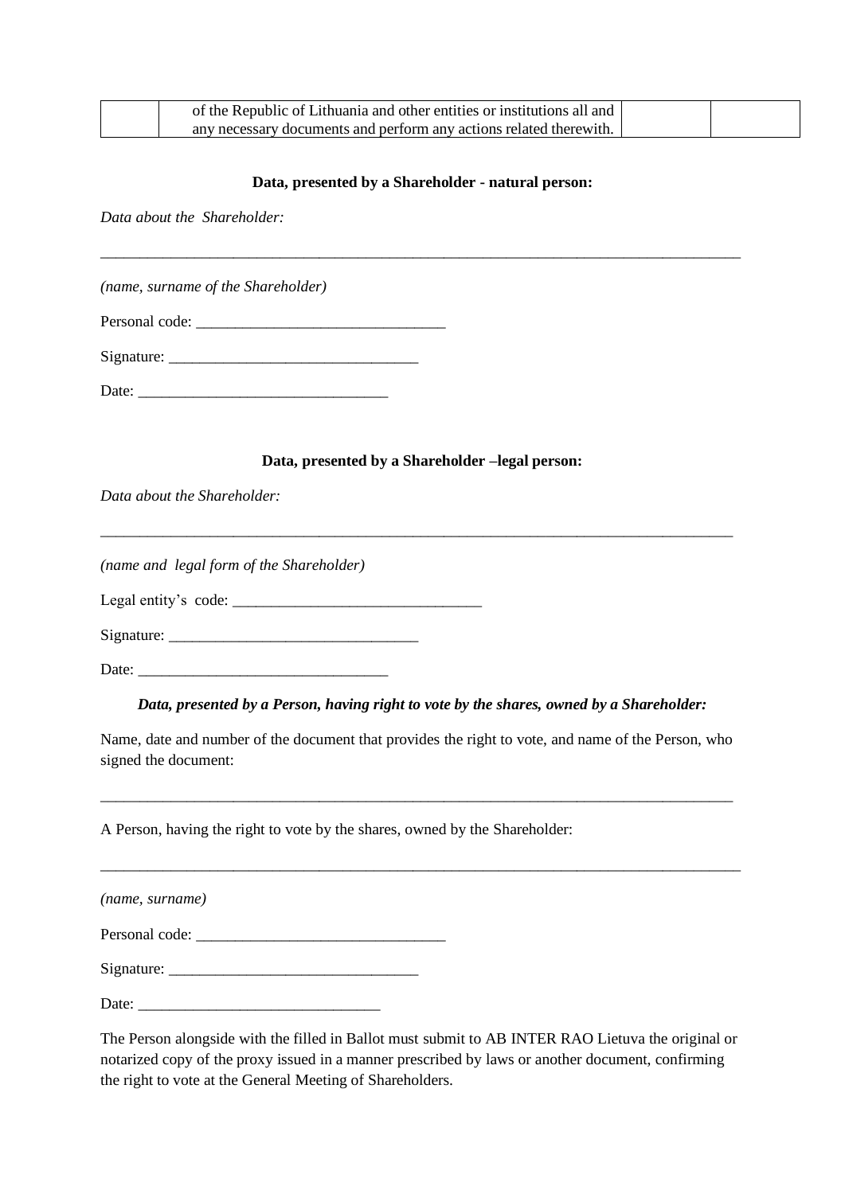| | | | |
|---|---|---|---|
| | of the Republic of Lithuania and other entities or institutions all and any necessary documents and perform any actions related therewith. | | |

**Data, presented by a Shareholder - natural person:**

*Data about the Shareholder:*

_______________________________________________________________________________________

*(name, surname of the Shareholder)*

Personal code: ________________________________

Signature: ________________________________

Date: ________________________________

**Data, presented by a Shareholder –legal person:**

*Data about the Shareholder:*

_______________________________________________________________________________________

*(name and legal form of the Shareholder)*

Legal entity's code: ________________________________

Signature: ________________________________

Date: ________________________________

***Data, presented by a Person, having right to vote by the shares, owned by a Shareholder:***

Name, date and number of the document that provides the right to vote, and name of the Person, who signed the document:

_______________________________________________________________________________________

A Person, having the right to vote by the shares, owned by the Shareholder:

_______________________________________________________________________________________

*(name, surname)*

Personal code: ________________________________

Signature: ________________________________

Date: _______________________________

The Person alongside with the filled in Ballot must submit to AB INTER RAO Lietuva the original or notarized copy of the proxy issued in a manner prescribed by laws or another document, confirming the right to vote at the General Meeting of Shareholders.